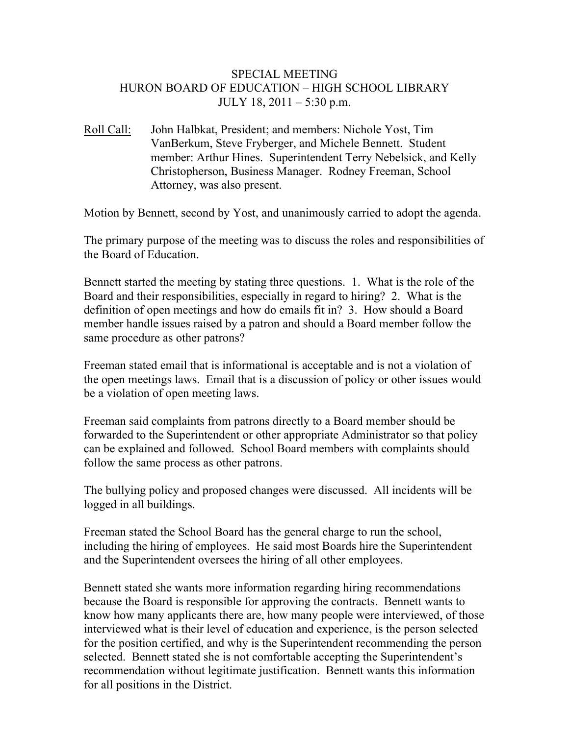SPECIAL MEETING
HURON BOARD OF EDUCATION – HIGH SCHOOL LIBRARY
JULY 18, 2011 – 5:30 p.m.

Roll Call: John Halbkat, President; and members: Nichole Yost, Tim VanBerkum, Steve Fryberger, and Michele Bennett. Student member: Arthur Hines. Superintendent Terry Nebelsick, and Kelly Christopherson, Business Manager. Rodney Freeman, School Attorney, was also present.

Motion by Bennett, second by Yost, and unanimously carried to adopt the agenda.

The primary purpose of the meeting was to discuss the roles and responsibilities of the Board of Education.

Bennett started the meeting by stating three questions. 1. What is the role of the Board and their responsibilities, especially in regard to hiring? 2. What is the definition of open meetings and how do emails fit in? 3. How should a Board member handle issues raised by a patron and should a Board member follow the same procedure as other patrons?

Freeman stated email that is informational is acceptable and is not a violation of the open meetings laws. Email that is a discussion of policy or other issues would be a violation of open meeting laws.

Freeman said complaints from patrons directly to a Board member should be forwarded to the Superintendent or other appropriate Administrator so that policy can be explained and followed. School Board members with complaints should follow the same process as other patrons.

The bullying policy and proposed changes were discussed. All incidents will be logged in all buildings.

Freeman stated the School Board has the general charge to run the school, including the hiring of employees. He said most Boards hire the Superintendent and the Superintendent oversees the hiring of all other employees.

Bennett stated she wants more information regarding hiring recommendations because the Board is responsible for approving the contracts. Bennett wants to know how many applicants there are, how many people were interviewed, of those interviewed what is their level of education and experience, is the person selected for the position certified, and why is the Superintendent recommending the person selected. Bennett stated she is not comfortable accepting the Superintendent's recommendation without legitimate justification. Bennett wants this information for all positions in the District.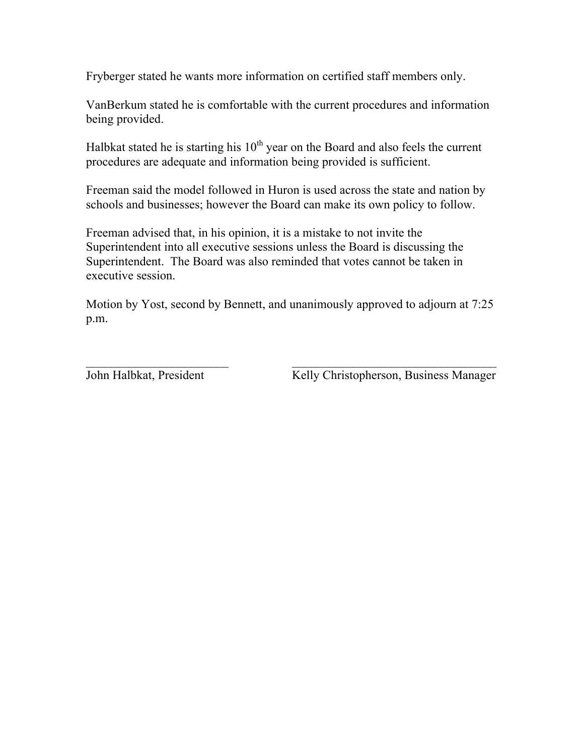Fryberger stated he wants more information on certified staff members only.

VanBerkum stated he is comfortable with the current procedures and information being provided.

Halbkat stated he is starting his 10th year on the Board and also feels the current procedures are adequate and information being provided is sufficient.

Freeman said the model followed in Huron is used across the state and nation by schools and businesses; however the Board can make its own policy to follow.

Freeman advised that, in his opinion, it is a mistake to not invite the Superintendent into all executive sessions unless the Board is discussing the Superintendent. The Board was also reminded that votes cannot be taken in executive session.

Motion by Yost, second by Bennett, and unanimously approved to adjourn at 7:25 p.m.

| | |
|---|---|
| ______________________ | ______________________________ |
| John Halbkat, President | Kelly Christopherson, Business Manager |